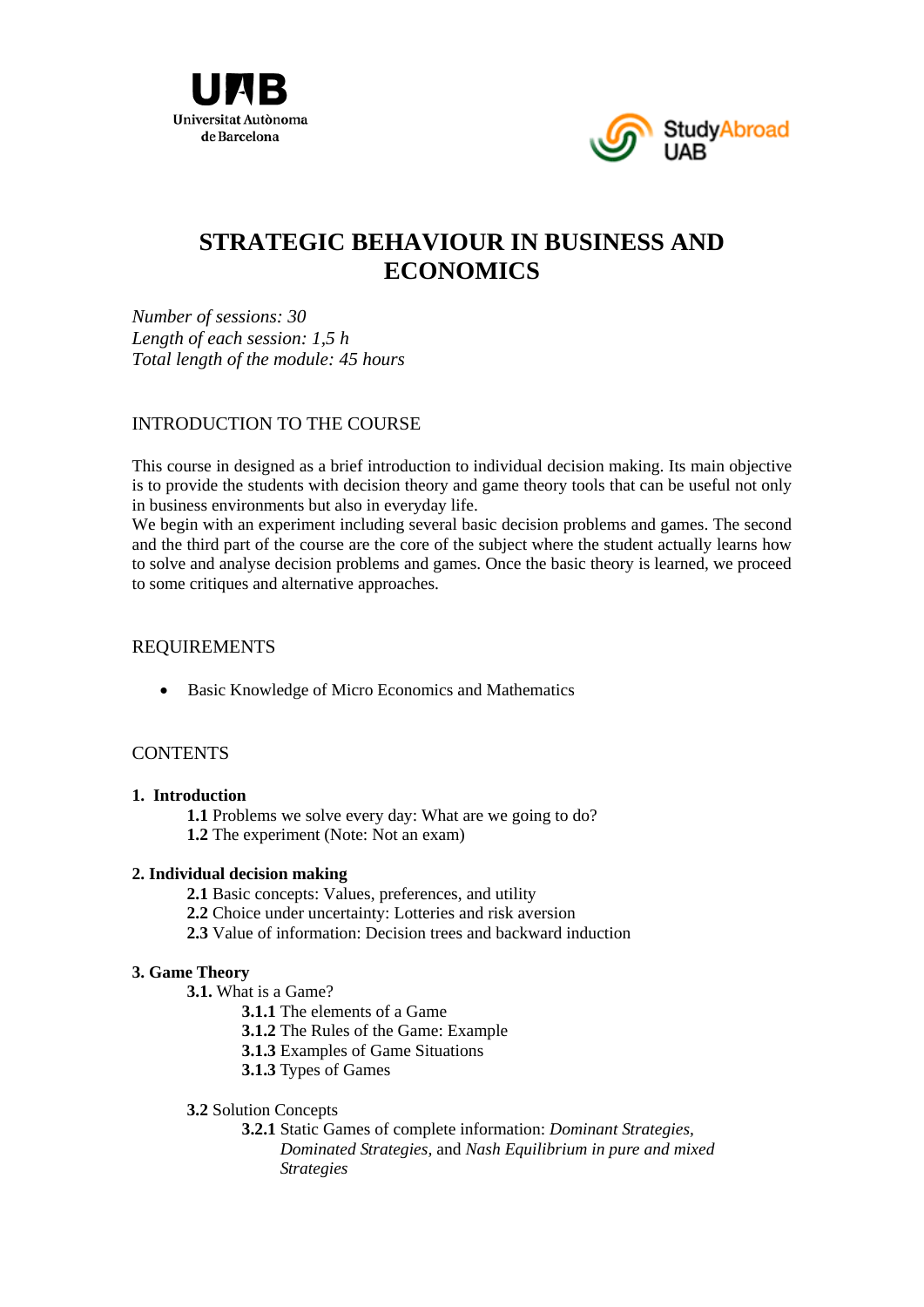# STRATEGIC BEHAVIOUR IN BUSINESS AND ECONOMICS

*Number of sessions: 30*
*Length of each session: 1,5 h*
*Total length of the module: 45 hours*

## INTRODUCTION TO THE COURSE

This course in designed as a brief introduction to individual decision making. Its main objective is to provide the students with decision theory and game theory tools that can be useful not only in business environments but also in everyday life.
We begin with an experiment including several basic decision problems and games. The second and the third part of the course are the core of the subject where the student actually learns how to solve and analyse decision problems and games. Once the basic theory is learned, we proceed to some critiques and alternative approaches.

## REQUIREMENTS

- Basic Knowledge of Micro Economics and Mathematics

## CONTENTS

**1. Introduction**

- **1.1** Problems we solve every day: What are we going to do?
- **1.2** The experiment (Note: Not an exam)

**2. Individual decision making**

- **2.1** Basic concepts: Values, preferences, and utility
- **2.2** Choice under uncertainty: Lotteries and risk aversion
- **2.3** Value of information: Decision trees and backward induction

**3. Game Theory**

- **3.1.** What is a Game?
  - **3.1.1** The elements of a Game
  - **3.1.2** The Rules of the Game: Example
  - **3.1.3** Examples of Game Situations
  - **3.1.3** Types of Games

- **3.2** Solution Concepts
  - **3.2.1** Static Games of complete information: *Dominant Strategies*, *Dominated Strategies*, and *Nash Equilibrium in pure and mixed Strategies*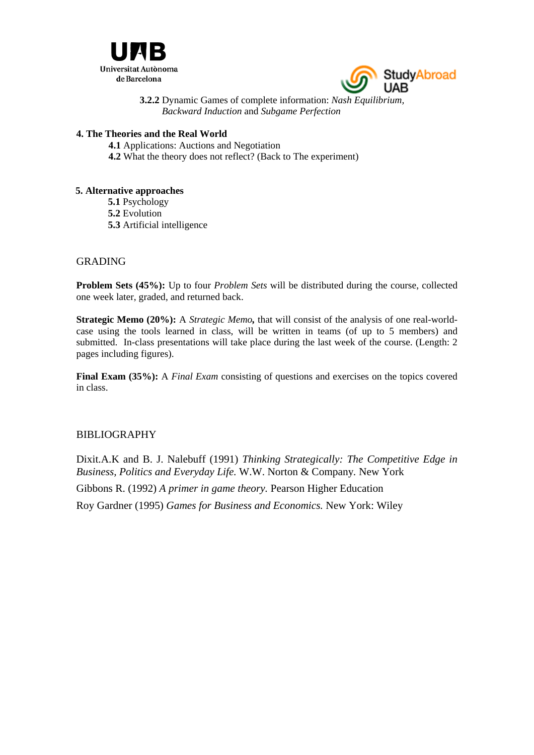**3.2.2** Dynamic Games of complete information: *Nash Equilibrium, Backward Induction* and *Subgame Perfection*

**4. The Theories and the Real World**

- **4.1** Applications: Auctions and Negotiation
- **4.2** What the theory does not reflect? (Back to The experiment)

**5. Alternative approaches**

- **5.1** Psychology
- **5.2** Evolution
- **5.3** Artificial intelligence

## GRADING

**Problem Sets (45%):** Up to four *Problem Sets* will be distributed during the course, collected one week later, graded, and returned back.

**Strategic Memo (20%):** A *Strategic Memo***,** that will consist of the analysis of one real-world-case using the tools learned in class, will be written in teams (of up to 5 members) and submitted. In-class presentations will take place during the last week of the course. (Length: 2 pages including figures).

**Final Exam (35%):** A *Final Exam* consisting of questions and exercises on the topics covered in class.

## BIBLIOGRAPHY

Dixit.A.K and B. J. Nalebuff (1991) *Thinking Strategically: The Competitive Edge in Business, Politics and Everyday Life.* W.W. Norton & Company. New York

Gibbons R. (1992) *A primer in game theory.* Pearson Higher Education

Roy Gardner (1995) *Games for Business and Economics.* New York: Wiley